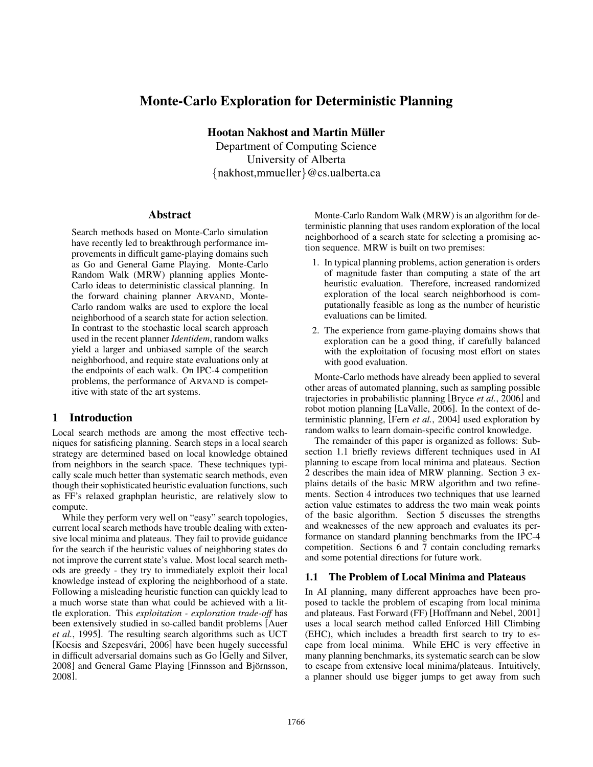# Monte-Carlo Exploration for Deterministic Planning

**Hootan Nakhost and Martin Müller**
Department of Computing Science
University of Alberta
{nakhost,mmueller}@cs.ualberta.ca

## Abstract

Search methods based on Monte-Carlo simulation have recently led to breakthrough performance improvements in difficult game-playing domains such as Go and General Game Playing. Monte-Carlo Random Walk (MRW) planning applies Monte-Carlo ideas to deterministic classical planning. In the forward chaining planner ARVAND, Monte-Carlo random walks are used to explore the local neighborhood of a search state for action selection. In contrast to the stochastic local search approach used in the recent planner *Identidem*, random walks yield a larger and unbiased sample of the search neighborhood, and require state evaluations only at the endpoints of each walk. On IPC-4 competition problems, the performance of ARVAND is competitive with state of the art systems.

## 1 Introduction

Local search methods are among the most effective techniques for satisficing planning. Search steps in a local search strategy are determined based on local knowledge obtained from neighbors in the search space. These techniques typically scale much better than systematic search methods, even though their sophisticated heuristic evaluation functions, such as FF's relaxed graphplan heuristic, are relatively slow to compute.

While they perform very well on "easy" search topologies, current local search methods have trouble dealing with extensive local minima and plateaus. They fail to provide guidance for the search if the heuristic values of neighboring states do not improve the current state's value. Most local search methods are greedy - they try to immediately exploit their local knowledge instead of exploring the neighborhood of a state. Following a misleading heuristic function can quickly lead to a much worse state than what could be achieved with a little exploration. This *exploitation - exploration trade-off* has been extensively studied in so-called bandit problems [Auer *et al.*, 1995]. The resulting search algorithms such as UCT [Kocsis and Szepesvári, 2006] have been hugely successful in difficult adversarial domains such as Go [Gelly and Silver, 2008] and General Game Playing [Finnsson and Björnsson, 2008].

Monte-Carlo Random Walk (MRW) is an algorithm for deterministic planning that uses random exploration of the local neighborhood of a search state for selecting a promising action sequence. MRW is built on two premises:

1. In typical planning problems, action generation is orders of magnitude faster than computing a state of the art heuristic evaluation. Therefore, increased randomized exploration of the local search neighborhood is computationally feasible as long as the number of heuristic evaluations can be limited.
2. The experience from game-playing domains shows that exploration can be a good thing, if carefully balanced with the exploitation of focusing most effort on states with good evaluation.

Monte-Carlo methods have already been applied to several other areas of automated planning, such as sampling possible trajectories in probabilistic planning [Bryce *et al.*, 2006] and robot motion planning [LaValle, 2006]. In the context of deterministic planning, [Fern *et al.*, 2004] used exploration by random walks to learn domain-specific control knowledge.

The remainder of this paper is organized as follows: Subsection 1.1 briefly reviews different techniques used in AI planning to escape from local minima and plateaus. Section 2 describes the main idea of MRW planning. Section 3 explains details of the basic MRW algorithm and two refinements. Section 4 introduces two techniques that use learned action value estimates to address the two main weak points of the basic algorithm. Section 5 discusses the strengths and weaknesses of the new approach and evaluates its performance on standard planning benchmarks from the IPC-4 competition. Sections 6 and 7 contain concluding remarks and some potential directions for future work.

### 1.1 The Problem of Local Minima and Plateaus

In AI planning, many different approaches have been proposed to tackle the problem of escaping from local minima and plateaus. Fast Forward (FF) [Hoffmann and Nebel, 2001] uses a local search method called Enforced Hill Climbing (EHC), which includes a breadth first search to try to escape from local minima. While EHC is very effective in many planning benchmarks, its systematic search can be slow to escape from extensive local minima/plateaus. Intuitively, a planner should use bigger jumps to get away from such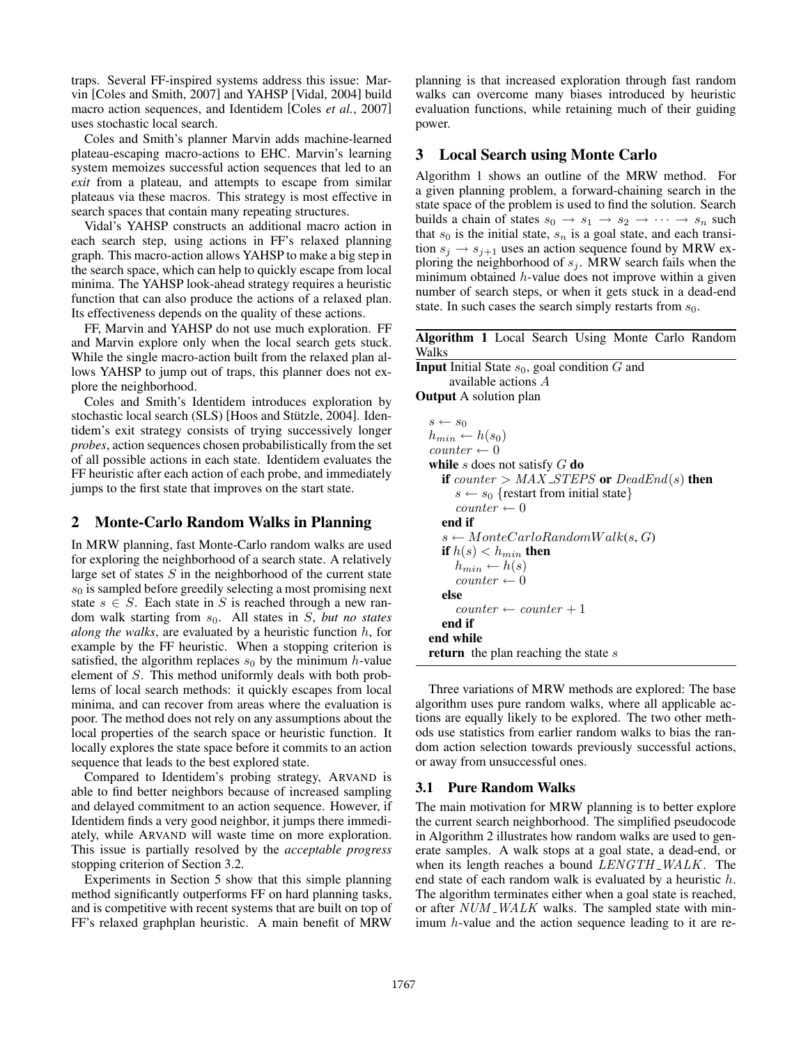traps. Several FF-inspired systems address this issue: Marvin [Coles and Smith, 2007] and YAHSP [Vidal, 2004] build macro action sequences, and Identidem [Coles *et al.*, 2007] uses stochastic local search.

Coles and Smith's planner Marvin adds machine-learned plateau-escaping macro-actions to EHC. Marvin's learning system memoizes successful action sequences that led to an *exit* from a plateau, and attempts to escape from similar plateaus via these macros. This strategy is most effective in search spaces that contain many repeating structures.

Vidal's YAHSP constructs an additional macro action in each search step, using actions in FF's relaxed planning graph. This macro-action allows YAHSP to make a big step in the search space, which can help to quickly escape from local minima. The YAHSP look-ahead strategy requires a heuristic function that can also produce the actions of a relaxed plan. Its effectiveness depends on the quality of these actions.

FF, Marvin and YAHSP do not use much exploration. FF and Marvin explore only when the local search gets stuck. While the single macro-action built from the relaxed plan allows YAHSP to jump out of traps, this planner does not explore the neighborhood.

Coles and Smith's Identidem introduces exploration by stochastic local search (SLS) [Hoos and Stützle, 2004]. Identidem's exit strategy consists of trying successively longer *probes*, action sequences chosen probabilistically from the set of all possible actions in each state. Identidem evaluates the FF heuristic after each action of each probe, and immediately jumps to the first state that improves on the start state.

## 2 Monte-Carlo Random Walks in Planning

In MRW planning, fast Monte-Carlo random walks are used for exploring the neighborhood of a search state. A relatively large set of states $S$ in the neighborhood of the current state $s_0$ is sampled before greedily selecting a most promising next state $s \in S$. Each state in $S$ is reached through a new random walk starting from $s_0$. All states in $S$, *but no states along the walks*, are evaluated by a heuristic function $h$, for example by the FF heuristic. When a stopping criterion is satisfied, the algorithm replaces $s_0$ by the minimum $h$-value element of $S$. This method uniformly deals with both problems of local search methods: it quickly escapes from local minima, and can recover from areas where the evaluation is poor. The method does not rely on any assumptions about the local properties of the search space or heuristic function. It locally explores the state space before it commits to an action sequence that leads to the best explored state.

Compared to Identidem's probing strategy, ARVAND is able to find better neighbors because of increased sampling and delayed commitment to an action sequence. However, if Identidem finds a very good neighbor, it jumps there immediately, while ARVAND will waste time on more exploration. This issue is partially resolved by the *acceptable progress* stopping criterion of Section 3.2.

Experiments in Section 5 show that this simple planning method significantly outperforms FF on hard planning tasks, and is competitive with recent systems that are built on top of FF's relaxed graphplan heuristic. A main benefit of MRW planning is that increased exploration through fast random walks can overcome many biases introduced by heuristic evaluation functions, while retaining much of their guiding power.

## 3 Local Search using Monte Carlo

Algorithm 1 shows an outline of the MRW method. For a given planning problem, a forward-chaining search in the state space of the problem is used to find the solution. Search builds a chain of states $s_0 \rightarrow s_1 \rightarrow s_2 \rightarrow \cdots \rightarrow s_n$ such that $s_0$ is the initial state, $s_n$ is a goal state, and each transition $s_j \rightarrow s_{j+1}$ uses an action sequence found by MRW exploring the neighborhood of $s_j$. MRW search fails when the minimum obtained $h$-value does not improve within a given number of search steps, or when it gets stuck in a dead-end state. In such cases the search simply restarts from $s_0$.

**Algorithm 1** Local Search Using Monte Carlo Random Walks

**Input** Initial State $s_0$, goal condition $G$ and available actions $A$
**Output** A solution plan

```
s ← s_0
h_min ← h(s_0)
counter ← 0
while s does not satisfy G do
    if counter > MAX_STEPS or DeadEnd(s) then
        s ← s_0 {restart from initial state}
        counter ← 0
    end if
    s ← MonteCarloRandomWalk(s, G)
    if h(s) < h_min then
        h_min ← h(s)
        counter ← 0
    else
        counter ← counter + 1
    end if
end while
return the plan reaching the state s
```

Three variations of MRW methods are explored: The base algorithm uses pure random walks, where all applicable actions are equally likely to be explored. The two other methods use statistics from earlier random walks to bias the random action selection towards previously successful actions, or away from unsuccessful ones.

### 3.1 Pure Random Walks

The main motivation for MRW planning is to better explore the current search neighborhood. The simplified pseudocode in Algorithm 2 illustrates how random walks are used to generate samples. A walk stops at a goal state, a dead-end, or when its length reaches a bound $LENGTH\_WALK$. The end state of each random walk is evaluated by a heuristic $h$. The algorithm terminates either when a goal state is reached, or after $NUM\_WALK$ walks. The sampled state with minimum $h$-value and the action sequence leading to it are re-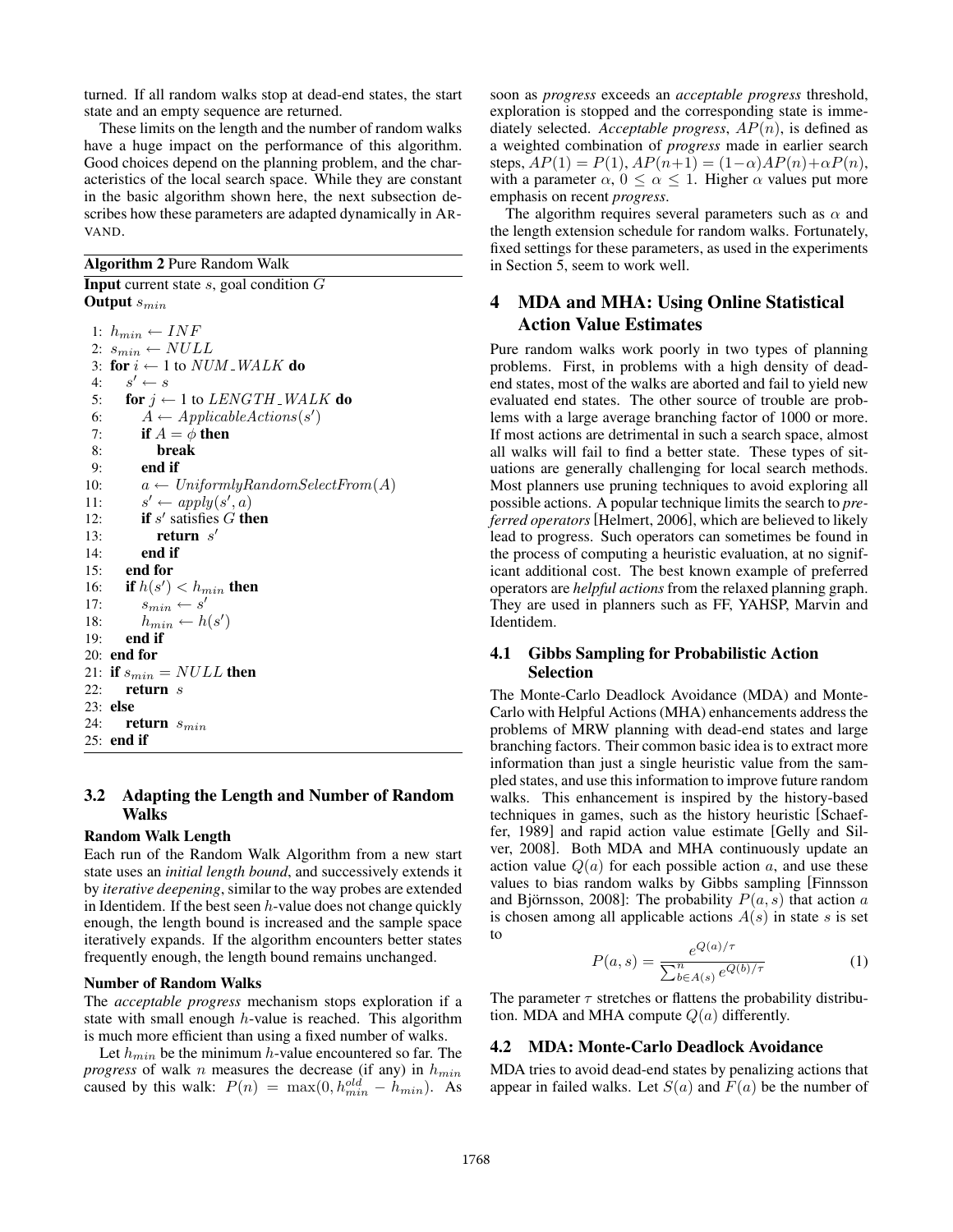turned. If all random walks stop at dead-end states, the start state and an empty sequence are returned.

These limits on the length and the number of random walks have a huge impact on the performance of this algorithm. Good choices depend on the planning problem, and the characteristics of the local search space. While they are constant in the basic algorithm shown here, the next subsection describes how these parameters are adapted dynamically in ARVAND.

**Algorithm 2** Pure Random Walk

**Input** current state $s$, goal condition $G$
**Output** $s_{min}$

```
1:  h_min ← INF
2:  s_min ← NULL
3:  for i ← 1 to NUM_WALK do
4:     s' ← s
5:     for j ← 1 to LENGTH_WALK do
6:        A ← ApplicableActions(s')
7:        if A = φ then
8:           break
9:        end if
10:       a ← UniformlyRandomSelectFrom(A)
11:       s' ← apply(s', a)
12:       if s' satisfies G then
13:          return s'
14:       end if
15:    end for
16:    if h(s') < h_min then
17:       s_min ← s'
18:       h_min ← h(s')
19:    end if
20: end for
21: if s_min = NULL then
22:    return s
23: else
24:    return s_min
25: end if
```

### 3.2 Adapting the Length and Number of Random Walks

**Random Walk Length**

Each run of the Random Walk Algorithm from a new start state uses an *initial length bound*, and successively extends it by *iterative deepening*, similar to the way probes are extended in Identidem. If the best seen $h$-value does not change quickly enough, the length bound is increased and the sample space iteratively expands. If the algorithm encounters better states frequently enough, the length bound remains unchanged.

**Number of Random Walks**

The *acceptable progress* mechanism stops exploration if a state with small enough $h$-value is reached. This algorithm is much more efficient than using a fixed number of walks.

Let $h_{min}$ be the minimum $h$-value encountered so far. The *progress* of walk $n$ measures the decrease (if any) in $h_{min}$ caused by this walk: $P(n) = \max(0, h_{min}^{old} - h_{min})$. As soon as *progress* exceeds an *acceptable progress* threshold, exploration is stopped and the corresponding state is immediately selected. *Acceptable progress*, $AP(n)$, is defined as a weighted combination of *progress* made in earlier search steps, $AP(1) = P(1)$, $AP(n+1) = (1-\alpha)AP(n) + \alpha P(n)$, with a parameter $\alpha$, $0 \leq \alpha \leq 1$. Higher $\alpha$ values put more emphasis on recent *progress*.

The algorithm requires several parameters such as $\alpha$ and the length extension schedule for random walks. Fortunately, fixed settings for these parameters, as used in the experiments in Section 5, seem to work well.

## 4 MDA and MHA: Using Online Statistical Action Value Estimates

Pure random walks work poorly in two types of planning problems. First, in problems with a high density of dead-end states, most of the walks are aborted and fail to yield new evaluated end states. The other source of trouble are problems with a large average branching factor of 1000 or more. If most actions are detrimental in such a search space, almost all walks will fail to find a better state. These types of situations are generally challenging for local search methods. Most planners use pruning techniques to avoid exploring all possible actions. A popular technique limits the search to *preferred operators* [Helmert, 2006], which are believed to likely lead to progress. Such operators can sometimes be found in the process of computing a heuristic evaluation, at no significant additional cost. The best known example of preferred operators are *helpful actions* from the relaxed planning graph. They are used in planners such as FF, YAHSP, Marvin and Identidem.

### 4.1 Gibbs Sampling for Probabilistic Action Selection

The Monte-Carlo Deadlock Avoidance (MDA) and Monte-Carlo with Helpful Actions (MHA) enhancements address the problems of MRW planning with dead-end states and large branching factors. Their common basic idea is to extract more information than just a single heuristic value from the sampled states, and use this information to improve future random walks. This enhancement is inspired by the history-based techniques in games, such as the history heuristic [Schaeffer, 1989] and rapid action value estimate [Gelly and Silver, 2008]. Both MDA and MHA continuously update an action value $Q(a)$ for each possible action $a$, and use these values to bias random walks by Gibbs sampling [Finnsson and Björnsson, 2008]: The probability $P(a, s)$ that action $a$ is chosen among all applicable actions $A(s)$ in state $s$ is set to

$$P(a, s) = \frac{e^{Q(a)/\tau}}{\sum_{b \in A(s)}^{n} e^{Q(b)/\tau}} \tag{1}$$

The parameter $\tau$ stretches or flattens the probability distribution. MDA and MHA compute $Q(a)$ differently.

### 4.2 MDA: Monte-Carlo Deadlock Avoidance

MDA tries to avoid dead-end states by penalizing actions that appear in failed walks. Let $S(a)$ and $F(a)$ be the number of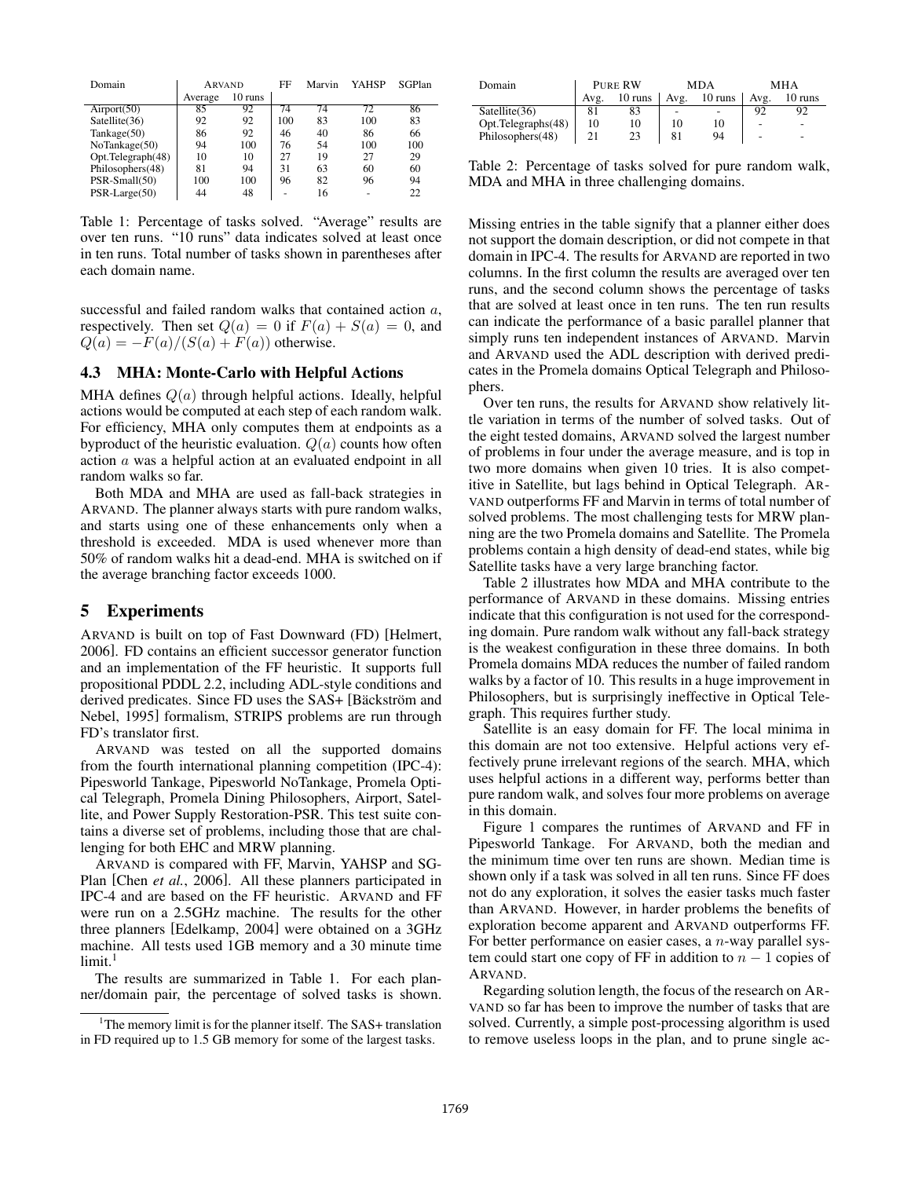| Domain | ARVAND | | FF | Marvin | YAHSP | SGPlan |
|---|---|---|---|---|---|---|
| | Average | 10 runs | | | | |
| Airport(50) | 85 | 92 | 74 | 74 | 72 | 86 |
| Satellite(36) | 92 | 92 | 100 | 83 | 100 | 83 |
| Tankage(50) | 86 | 92 | 46 | 40 | 86 | 66 |
| NoTankage(50) | 94 | 100 | 76 | 54 | 100 | 100 |
| Opt.Telegraph(48) | 10 | 10 | 27 | 19 | 27 | 29 |
| Philosophers(48) | 81 | 94 | 31 | 63 | 60 | 60 |
| PSR-Small(50) | 100 | 100 | 96 | 82 | 96 | 94 |
| PSR-Large(50) | 44 | 48 | - | 16 | - | 22 |

Table 1: Percentage of tasks solved. "Average" results are over ten runs. "10 runs" data indicates solved at least once in ten runs. Total number of tasks shown in parentheses after each domain name.

successful and failed random walks that contained action $a$, respectively. Then set $Q(a) = 0$ if $F(a) + S(a) = 0$, and $Q(a) = -F(a)/(S(a) + F(a))$ otherwise.

### 4.3 MHA: Monte-Carlo with Helpful Actions

MHA defines $Q(a)$ through helpful actions. Ideally, helpful actions would be computed at each step of each random walk. For efficiency, MHA only computes them at endpoints as a byproduct of the heuristic evaluation. $Q(a)$ counts how often action $a$ was a helpful action at an evaluated endpoint in all random walks so far.

Both MDA and MHA are used as fall-back strategies in ARVAND. The planner always starts with pure random walks, and starts using one of these enhancements only when a threshold is exceeded. MDA is used whenever more than 50% of random walks hit a dead-end. MHA is switched on if the average branching factor exceeds 1000.

## 5 Experiments

ARVAND is built on top of Fast Downward (FD) [Helmert, 2006]. FD contains an efficient successor generator function and an implementation of the FF heuristic. It supports full propositional PDDL 2.2, including ADL-style conditions and derived predicates. Since FD uses the SAS+ [Bäckström and Nebel, 1995] formalism, STRIPS problems are run through FD's translator first.

ARVAND was tested on all the supported domains from the fourth international planning competition (IPC-4): Pipesworld Tankage, Pipesworld NoTankage, Promela Optical Telegraph, Promela Dining Philosophers, Airport, Satellite, and Power Supply Restoration-PSR. This test suite contains a diverse set of problems, including those that are challenging for both EHC and MRW planning.

ARVAND is compared with FF, Marvin, YAHSP and SGPlan [Chen *et al.*, 2006]. All these planners participated in IPC-4 and are based on the FF heuristic. ARVAND and FF were run on a 2.5GHz machine. The results for the other three planners [Edelkamp, 2004] were obtained on a 3GHz machine. All tests used 1GB memory and a 30 minute time limit.[1]

The results are summarized in Table 1. For each planner/domain pair, the percentage of solved tasks is shown.

[1] The memory limit is for the planner itself. The SAS+ translation in FD required up to 1.5 GB memory for some of the largest tasks.

| Domain | PURE RW | | MDA | | MHA | |
|---|---|---|---|---|---|---|
| | Avg. | 10 runs | Avg. | 10 runs | Avg. | 10 runs |
| Satellite(36) | 81 | 83 | - | - | 92 | 92 |
| Opt.Telegraphs(48) | 10 | 10 | 10 | 10 | - | - |
| Philosophers(48) | 21 | 23 | 81 | 94 | - | - |

Table 2: Percentage of tasks solved for pure random walk, MDA and MHA in three challenging domains.

Missing entries in the table signify that a planner either does not support the domain description, or did not compete in that domain in IPC-4. The results for ARVAND are reported in two columns. In the first column the results are averaged over ten runs, and the second column shows the percentage of tasks that are solved at least once in ten runs. The ten run results can indicate the performance of a basic parallel planner that simply runs ten independent instances of ARVAND. Marvin and ARVAND used the ADL description with derived predicates in the Promela domains Optical Telegraph and Philosophers.

Over ten runs, the results for ARVAND show relatively little variation in terms of the number of solved tasks. Out of the eight tested domains, ARVAND solved the largest number of problems in four under the average measure, and is top in two more domains when given 10 tries. It is also competitive in Satellite, but lags behind in Optical Telegraph. ARVAND outperforms FF and Marvin in terms of total number of solved problems. The most challenging tests for MRW planning are the two Promela domains and Satellite. The Promela problems contain a high density of dead-end states, while big Satellite tasks have a very large branching factor.

Table 2 illustrates how MDA and MHA contribute to the performance of ARVAND in these domains. Missing entries indicate that this configuration is not used for the corresponding domain. Pure random walk without any fall-back strategy is the weakest configuration in these three domains. In both Promela domains MDA reduces the number of failed random walks by a factor of 10. This results in a huge improvement in Philosophers, but is surprisingly ineffective in Optical Telegraph. This requires further study.

Satellite is an easy domain for FF. The local minima in this domain are not too extensive. Helpful actions very effectively prune irrelevant regions of the search. MHA, which uses helpful actions in a different way, performs better than pure random walk, and solves four more problems on average in this domain.

Figure 1 compares the runtimes of ARVAND and FF in Pipesworld Tankage. For ARVAND, both the median and the minimum time over ten runs are shown. Median time is shown only if a task was solved in all ten runs. Since FF does not do any exploration, it solves the easier tasks much faster than ARVAND. However, in harder problems the benefits of exploration become apparent and ARVAND outperforms FF. For better performance on easier cases, a $n$-way parallel system could start one copy of FF in addition to $n - 1$ copies of ARVAND.

Regarding solution length, the focus of the research on ARVAND so far has been to improve the number of tasks that are solved. Currently, a simple post-processing algorithm is used to remove useless loops in the plan, and to prune single ac-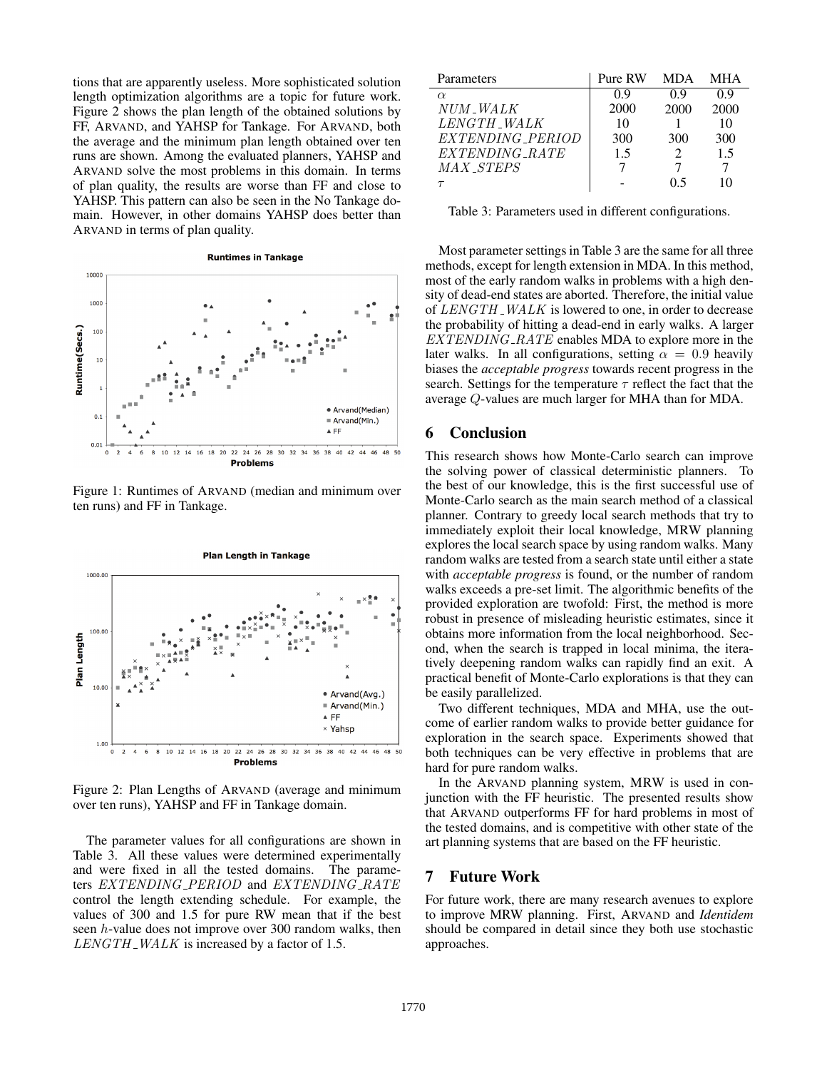tions that are apparently useless. More sophisticated solution length optimization algorithms are a topic for future work. Figure 2 shows the plan length of the obtained solutions by FF, ARVAND, and YAHSP for Tankage. For ARVAND, both the average and the minimum plan length obtained over ten runs are shown. Among the evaluated planners, YAHSP and ARVAND solve the most problems in this domain. In terms of plan quality, the results are worse than FF and close to YAHSP. This pattern can also be seen in the No Tankage domain. However, in other domains YAHSP does better than ARVAND in terms of plan quality.

Figure 1: Runtimes of ARVAND (median and minimum over ten runs) and FF in Tankage.

Figure 2: Plan Lengths of ARVAND (average and minimum over ten runs), YAHSP and FF in Tankage domain.

The parameter values for all configurations are shown in Table 3. All these values were determined experimentally and were fixed in all the tested domains. The parameters $EXTENDING\_PERIOD$ and $EXTENDING\_RATE$ control the length extending schedule. For example, the values of 300 and 1.5 for pure RW mean that if the best seen $h$-value does not improve over 300 random walks, then $LENGTH\_WALK$ is increased by a factor of 1.5.

| Parameters | Pure RW | MDA | MHA |
|---|---|---|---|
| $\alpha$ | 0.9 | 0.9 | 0.9 |
| $NUM\_WALK$ | 2000 | 2000 | 2000 |
| $LENGTH\_WALK$ | 10 | 1 | 10 |
| $EXTENDING\_PERIOD$ | 300 | 300 | 300 |
| $EXTENDING\_RATE$ | 1.5 | 2 | 1.5 |
| $MAX\_STEPS$ | 7 | 7 | 7 |
| $\tau$ | - | 0.5 | 10 |

Table 3: Parameters used in different configurations.

Most parameter settings in Table 3 are the same for all three methods, except for length extension in MDA. In this method, most of the early random walks in problems with a high density of dead-end states are aborted. Therefore, the initial value of $LENGTH\_WALK$ is lowered to one, in order to decrease the probability of hitting a dead-end in early walks. A larger $EXTENDING\_RATE$ enables MDA to explore more in the later walks. In all configurations, setting $\alpha = 0.9$ heavily biases the *acceptable progress* towards recent progress in the search. Settings for the temperature $\tau$ reflect the fact that the average $Q$-values are much larger for MHA than for MDA.

## 6 Conclusion

This research shows how Monte-Carlo search can improve the solving power of classical deterministic planners. To the best of our knowledge, this is the first successful use of Monte-Carlo search as the main search method of a classical planner. Contrary to greedy local search methods that try to immediately exploit their local knowledge, MRW planning explores the local search space by using random walks. Many random walks are tested from a search state until either a state with *acceptable progress* is found, or the number of random walks exceeds a pre-set limit. The algorithmic benefits of the provided exploration are twofold: First, the method is more robust in presence of misleading heuristic estimates, since it obtains more information from the local neighborhood. Second, when the search is trapped in local minima, the iteratively deepening random walks can rapidly find an exit. A practical benefit of Monte-Carlo explorations is that they can be easily parallelized.

Two different techniques, MDA and MHA, use the outcome of earlier random walks to provide better guidance for exploration in the search space. Experiments showed that both techniques can be very effective in problems that are hard for pure random walks.

In the ARVAND planning system, MRW is used in conjunction with the FF heuristic. The presented results show that ARVAND outperforms FF for hard problems in most of the tested domains, and is competitive with other state of the art planning systems that are based on the FF heuristic.

## 7 Future Work

For future work, there are many research avenues to explore to improve MRW planning. First, ARVAND and *Identidem* should be compared in detail since they both use stochastic approaches.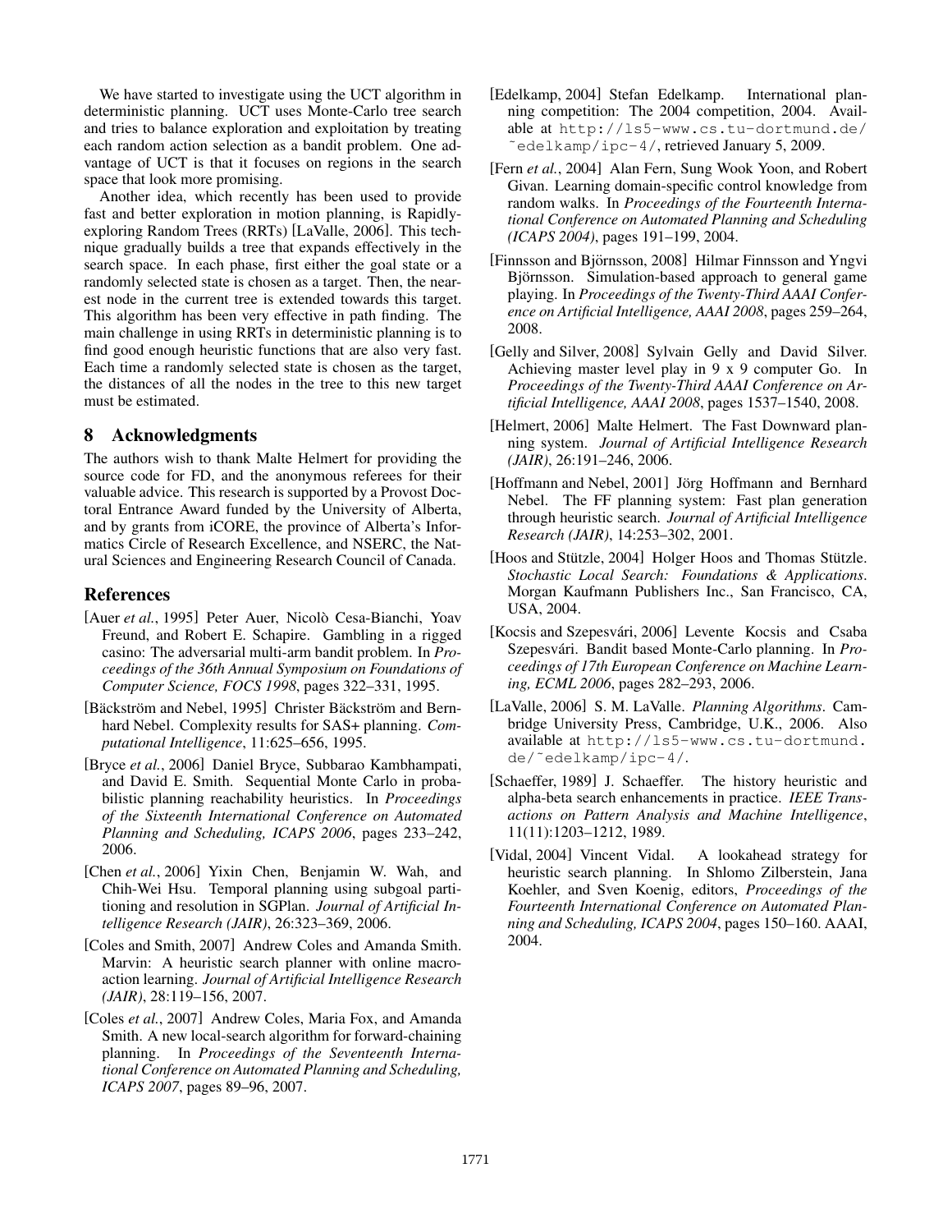We have started to investigate using the UCT algorithm in deterministic planning. UCT uses Monte-Carlo tree search and tries to balance exploration and exploitation by treating each random action selection as a bandit problem. One advantage of UCT is that it focuses on regions in the search space that look more promising.

Another idea, which recently has been used to provide fast and better exploration in motion planning, is Rapidly-exploring Random Trees (RRTs) [LaValle, 2006]. This technique gradually builds a tree that expands effectively in the search space. In each phase, first either the goal state or a randomly selected state is chosen as a target. Then, the nearest node in the current tree is extended towards this target. This algorithm has been very effective in path finding. The main challenge in using RRTs in deterministic planning is to find good enough heuristic functions that are also very fast. Each time a randomly selected state is chosen as the target, the distances of all the nodes in the tree to this new target must be estimated.

## 8 Acknowledgments

The authors wish to thank Malte Helmert for providing the source code for FD, and the anonymous referees for their valuable advice. This research is supported by a Provost Doctoral Entrance Award funded by the University of Alberta, and by grants from iCORE, the province of Alberta's Informatics Circle of Research Excellence, and NSERC, the Natural Sciences and Engineering Research Council of Canada.

## References

[Auer *et al.*, 1995] Peter Auer, Nicolò Cesa-Bianchi, Yoav Freund, and Robert E. Schapire. Gambling in a rigged casino: The adversarial multi-arm bandit problem. In *Proceedings of the 36th Annual Symposium on Foundations of Computer Science, FOCS 1998*, pages 322–331, 1995.

[Bäckström and Nebel, 1995] Christer Bäckström and Bernhard Nebel. Complexity results for SAS+ planning. *Computational Intelligence*, 11:625–656, 1995.

[Bryce *et al.*, 2006] Daniel Bryce, Subbarao Kambhampati, and David E. Smith. Sequential Monte Carlo in probabilistic planning reachability heuristics. In *Proceedings of the Sixteenth International Conference on Automated Planning and Scheduling, ICAPS 2006*, pages 233–242, 2006.

[Chen *et al.*, 2006] Yixin Chen, Benjamin W. Wah, and Chih-Wei Hsu. Temporal planning using subgoal partitioning and resolution in SGPlan. *Journal of Artificial Intelligence Research (JAIR)*, 26:323–369, 2006.

[Coles and Smith, 2007] Andrew Coles and Amanda Smith. Marvin: A heuristic search planner with online macro-action learning. *Journal of Artificial Intelligence Research (JAIR)*, 28:119–156, 2007.

[Coles *et al.*, 2007] Andrew Coles, Maria Fox, and Amanda Smith. A new local-search algorithm for forward-chaining planning. In *Proceedings of the Seventeenth International Conference on Automated Planning and Scheduling, ICAPS 2007*, pages 89–96, 2007.

[Edelkamp, 2004] Stefan Edelkamp. International planning competition: The 2004 competition, 2004. Available at `http://ls5-www.cs.tu-dortmund.de/~edelkamp/ipc-4/`, retrieved January 5, 2009.

[Fern *et al.*, 2004] Alan Fern, Sung Wook Yoon, and Robert Givan. Learning domain-specific control knowledge from random walks. In *Proceedings of the Fourteenth International Conference on Automated Planning and Scheduling (ICAPS 2004)*, pages 191–199, 2004.

[Finnsson and Björnsson, 2008] Hilmar Finnsson and Yngvi Björnsson. Simulation-based approach to general game playing. In *Proceedings of the Twenty-Third AAAI Conference on Artificial Intelligence, AAAI 2008*, pages 259–264, 2008.

[Gelly and Silver, 2008] Sylvain Gelly and David Silver. Achieving master level play in 9 x 9 computer Go. In *Proceedings of the Twenty-Third AAAI Conference on Artificial Intelligence, AAAI 2008*, pages 1537–1540, 2008.

[Helmert, 2006] Malte Helmert. The Fast Downward planning system. *Journal of Artificial Intelligence Research (JAIR)*, 26:191–246, 2006.

[Hoffmann and Nebel, 2001] Jörg Hoffmann and Bernhard Nebel. The FF planning system: Fast plan generation through heuristic search. *Journal of Artificial Intelligence Research (JAIR)*, 14:253–302, 2001.

[Hoos and Stützle, 2004] Holger Hoos and Thomas Stützle. *Stochastic Local Search: Foundations & Applications*. Morgan Kaufmann Publishers Inc., San Francisco, CA, USA, 2004.

[Kocsis and Szepesvári, 2006] Levente Kocsis and Csaba Szepesvári. Bandit based Monte-Carlo planning. In *Proceedings of 17th European Conference on Machine Learning, ECML 2006*, pages 282–293, 2006.

[LaValle, 2006] S. M. LaValle. *Planning Algorithms*. Cambridge University Press, Cambridge, U.K., 2006. Also available at `http://ls5-www.cs.tu-dortmund.de/~edelkamp/ipc-4/`.

[Schaeffer, 1989] J. Schaeffer. The history heuristic and alpha-beta search enhancements in practice. *IEEE Transactions on Pattern Analysis and Machine Intelligence*, 11(11):1203–1212, 1989.

[Vidal, 2004] Vincent Vidal. A lookahead strategy for heuristic search planning. In Shlomo Zilberstein, Jana Koehler, and Sven Koenig, editors, *Proceedings of the Fourteenth International Conference on Automated Planning and Scheduling, ICAPS 2004*, pages 150–160. AAAI, 2004.